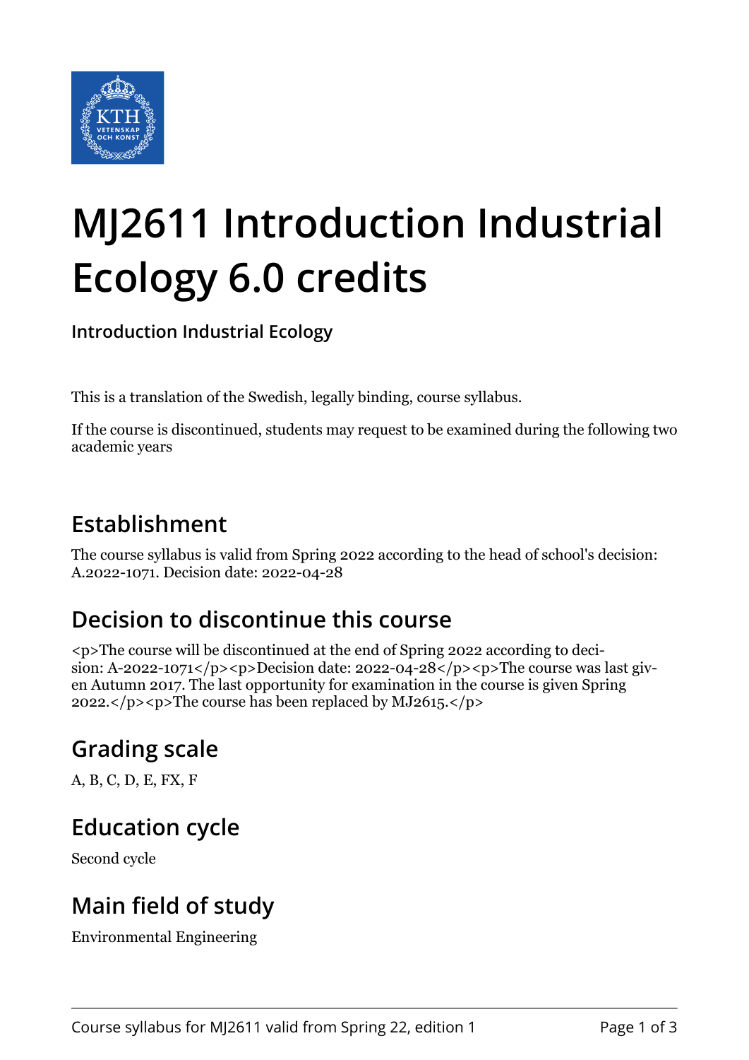# MJ2611 Introduction Industrial Ecology 6.0 credits

**Introduction Industrial Ecology**

This is a translation of the Swedish, legally binding, course syllabus.

If the course is discontinued, students may request to be examined during the following two academic years

## Establishment

The course syllabus is valid from Spring 2022 according to the head of school's decision: A.2022-1071. Decision date: 2022-04-28

## Decision to discontinue this course

<p>The course will be discontinued at the end of Spring 2022 according to decision: A-2022-1071</p><p>Decision date: 2022-04-28</p><p>The course was last given Autumn 2017. The last opportunity for examination in the course is given Spring 2022.</p><p>The course has been replaced by MJ2615.</p>

## Grading scale

A, B, C, D, E, FX, F

## Education cycle

Second cycle

## Main field of study

Environmental Engineering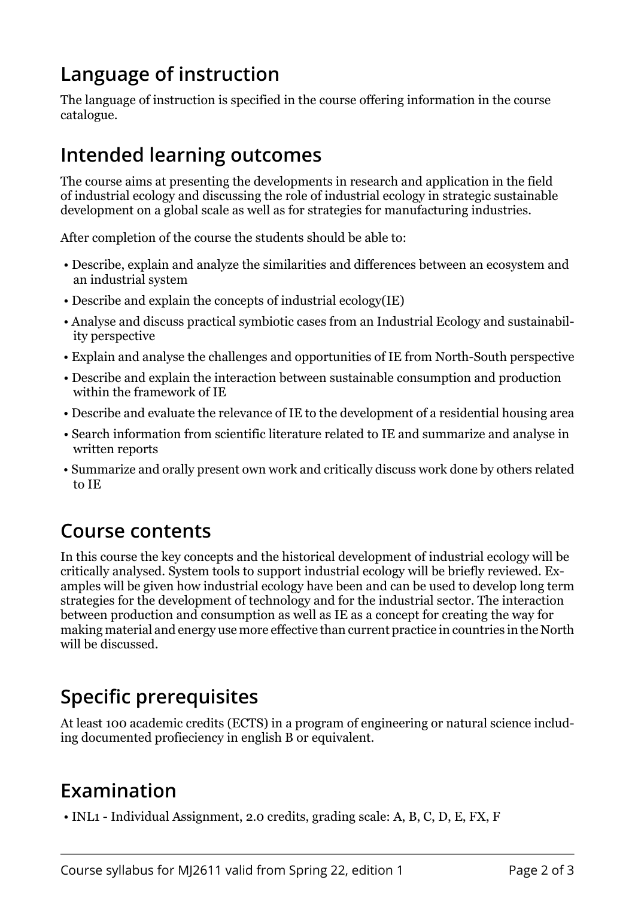## Language of instruction

The language of instruction is specified in the course offering information in the course catalogue.

## Intended learning outcomes

The course aims at presenting the developments in research and application in the field of industrial ecology and discussing the role of industrial ecology in strategic sustainable development on a global scale as well as for strategies for manufacturing industries.

After completion of the course the students should be able to:

- Describe, explain and analyze the similarities and differences between an ecosystem and an industrial system
- Describe and explain the concepts of industrial ecology(IE)
- Analyse and discuss practical symbiotic cases from an Industrial Ecology and sustainability perspective
- Explain and analyse the challenges and opportunities of IE from North-South perspective
- Describe and explain the interaction between sustainable consumption and production within the framework of IE
- Describe and evaluate the relevance of IE to the development of a residential housing area
- Search information from scientific literature related to IE and summarize and analyse in written reports
- Summarize and orally present own work and critically discuss work done by others related to IE

## Course contents

In this course the key concepts and the historical development of industrial ecology will be critically analysed. System tools to support industrial ecology will be briefly reviewed. Examples will be given how industrial ecology have been and can be used to develop long term strategies for the development of technology and for the industrial sector. The interaction between production and consumption as well as IE as a concept for creating the way for making material and energy use more effective than current practice in countries in the North will be discussed.

## Specific prerequisites

At least 100 academic credits (ECTS) in a program of engineering or natural science including documented profieciency in english B or equivalent.

## Examination

- INL1 - Individual Assignment, 2.0 credits, grading scale: A, B, C, D, E, FX, F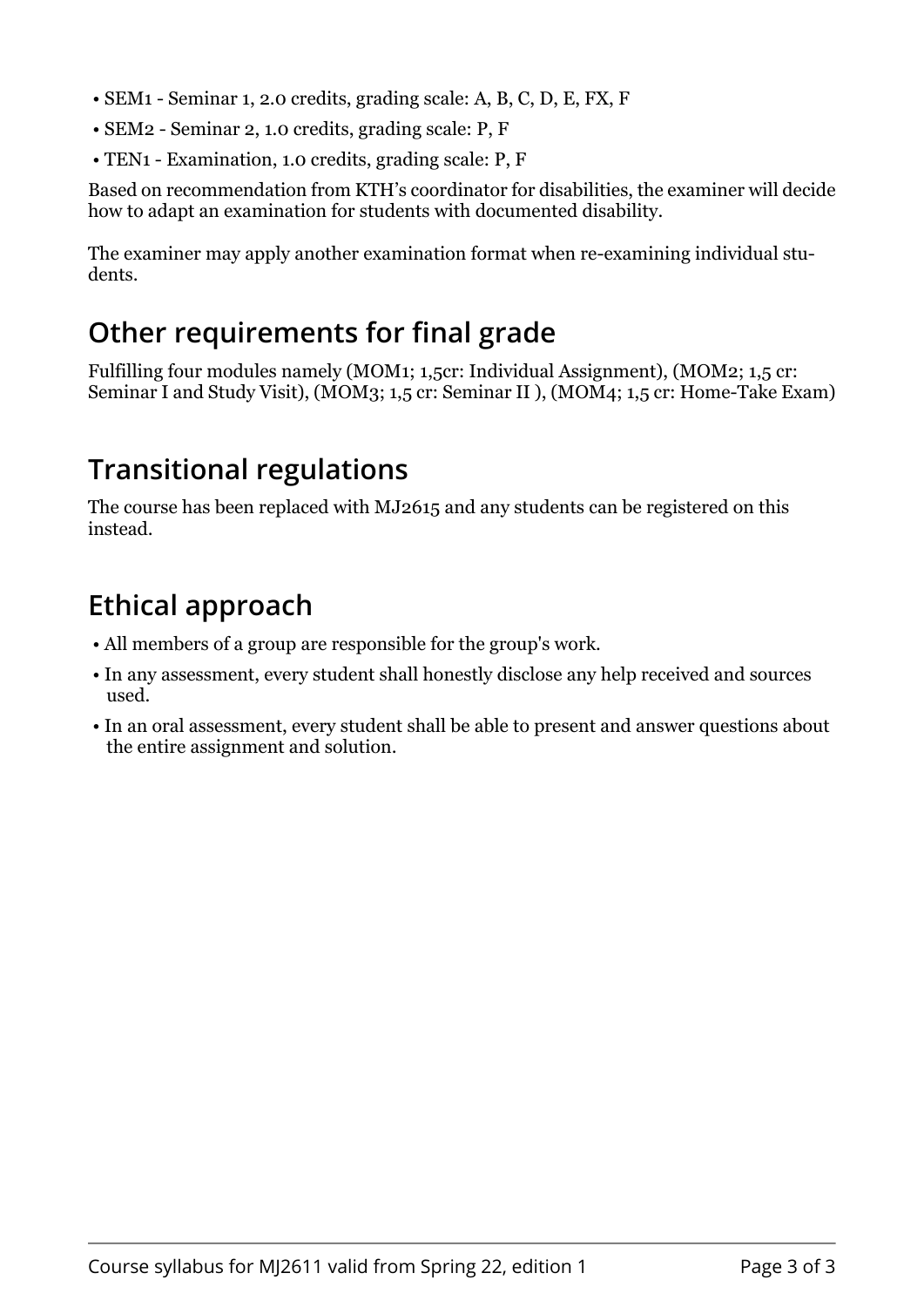- SEM1 - Seminar 1, 2.0 credits, grading scale: A, B, C, D, E, FX, F
- SEM2 - Seminar 2, 1.0 credits, grading scale: P, F
- TEN1 - Examination, 1.0 credits, grading scale: P, F

Based on recommendation from KTH's coordinator for disabilities, the examiner will decide how to adapt an examination for students with documented disability.

The examiner may apply another examination format when re-examining individual students.

## Other requirements for final grade

Fulfilling four modules namely (MOM1; 1,5cr: Individual Assignment), (MOM2; 1,5 cr: Seminar I and Study Visit), (MOM3; 1,5 cr: Seminar II ), (MOM4; 1,5 cr: Home-Take Exam)

## Transitional regulations

The course has been replaced with MJ2615 and any students can be registered on this instead.

## Ethical approach

- All members of a group are responsible for the group's work.
- In any assessment, every student shall honestly disclose any help received and sources used.
- In an oral assessment, every student shall be able to present and answer questions about the entire assignment and solution.